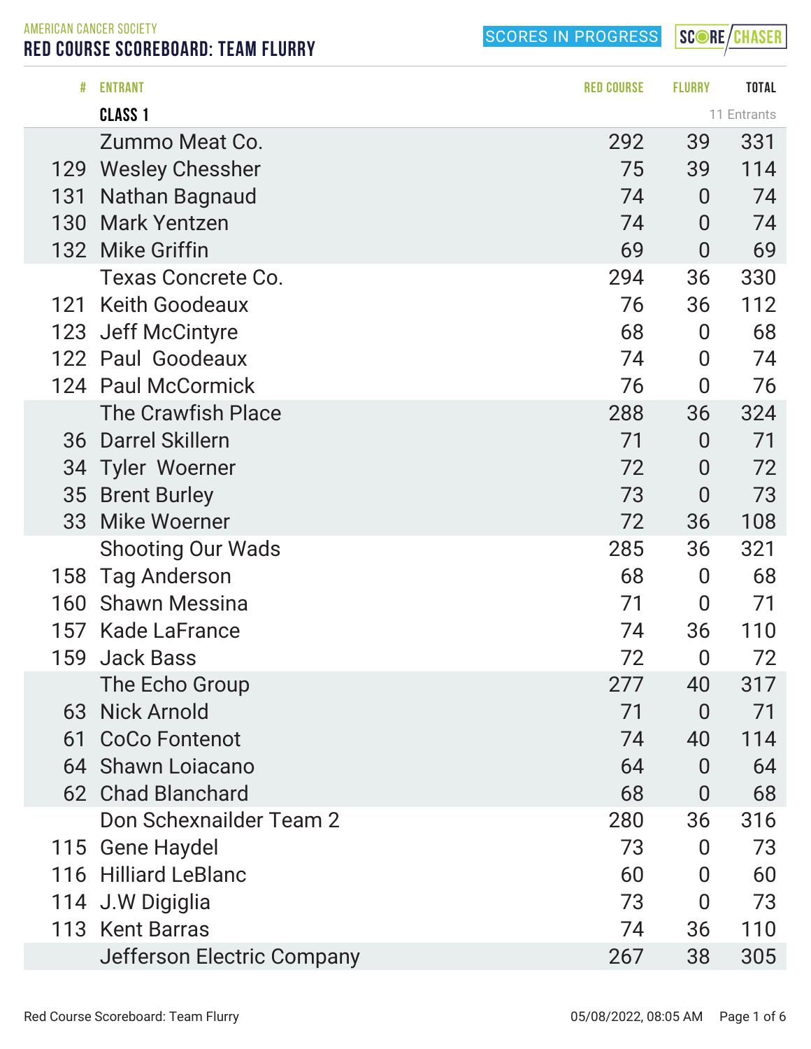AMERICAN CANCER SOCIETY

# RED COURSE SCOREBOARD: TEAM FLURRY

SCORES IN PROGRESS

| # | ENTRANT | RED COURSE | FLURRY | TOTAL |
|---|---|---|---|---|
| | **CLASS 1** | | | 11 Entrants |
| | Zummo Meat Co. | 292 | 39 | 331 |
| 129 | Wesley Chessher | 75 | 39 | 114 |
| 131 | Nathan Bagnaud | 74 | 0 | 74 |
| 130 | Mark Yentzen | 74 | 0 | 74 |
| 132 | Mike Griffin | 69 | 0 | 69 |
| | Texas Concrete Co. | 294 | 36 | 330 |
| 121 | Keith Goodeaux | 76 | 36 | 112 |
| 123 | Jeff McCintyre | 68 | 0 | 68 |
| 122 | Paul Goodeaux | 74 | 0 | 74 |
| 124 | Paul McCormick | 76 | 0 | 76 |
| | The Crawfish Place | 288 | 36 | 324 |
| 36 | Darrel Skillern | 71 | 0 | 71 |
| 34 | Tyler Woerner | 72 | 0 | 72 |
| 35 | Brent Burley | 73 | 0 | 73 |
| 33 | Mike Woerner | 72 | 36 | 108 |
| | Shooting Our Wads | 285 | 36 | 321 |
| 158 | Tag Anderson | 68 | 0 | 68 |
| 160 | Shawn Messina | 71 | 0 | 71 |
| 157 | Kade LaFrance | 74 | 36 | 110 |
| 159 | Jack Bass | 72 | 0 | 72 |
| | The Echo Group | 277 | 40 | 317 |
| 63 | Nick Arnold | 71 | 0 | 71 |
| 61 | CoCo Fontenot | 74 | 40 | 114 |
| 64 | Shawn Loiacano | 64 | 0 | 64 |
| 62 | Chad Blanchard | 68 | 0 | 68 |
| | Don Schexnailder Team 2 | 280 | 36 | 316 |
| 115 | Gene Haydel | 73 | 0 | 73 |
| 116 | Hilliard LeBlanc | 60 | 0 | 60 |
| 114 | J.W Digiglia | 73 | 0 | 73 |
| 113 | Kent Barras | 74 | 36 | 110 |
| | Jefferson Electric Company | 267 | 38 | 305 |

05/08/2022, 08:05 AM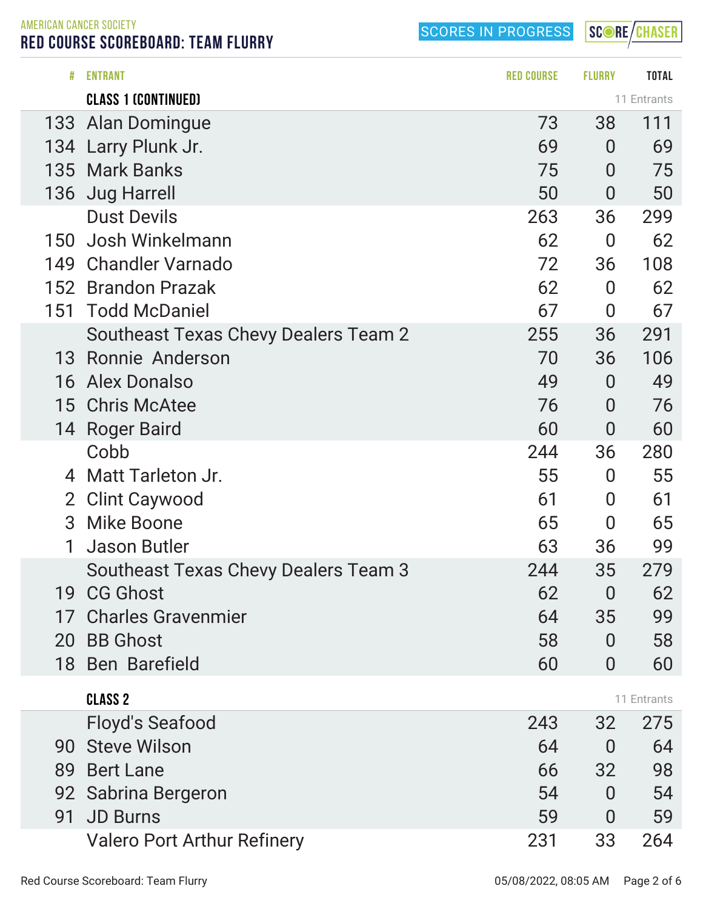AMERICAN CANCER SOCIETY

# RED COURSE SCOREBOARD: TEAM FLURRY

SCORES IN PROGRESS

| # | ENTRANT | RED COURSE | FLURRY | TOTAL |
|---|---|---|---|---|
| | **CLASS 1 (CONTINUED)** | | | 11 Entrants |
| 133 | Alan Domingue | 73 | 38 | 111 |
| 134 | Larry Plunk Jr. | 69 | 0 | 69 |
| 135 | Mark Banks | 75 | 0 | 75 |
| 136 | Jug Harrell | 50 | 0 | 50 |
| | Dust Devils | 263 | 36 | 299 |
| 150 | Josh Winkelmann | 62 | 0 | 62 |
| 149 | Chandler Varnado | 72 | 36 | 108 |
| 152 | Brandon Prazak | 62 | 0 | 62 |
| 151 | Todd McDaniel | 67 | 0 | 67 |
| | Southeast Texas Chevy Dealers Team 2 | 255 | 36 | 291 |
| 13 | Ronnie Anderson | 70 | 36 | 106 |
| 16 | Alex Donalso | 49 | 0 | 49 |
| 15 | Chris McAtee | 76 | 0 | 76 |
| 14 | Roger Baird | 60 | 0 | 60 |
| | Cobb | 244 | 36 | 280 |
| 4 | Matt Tarleton Jr. | 55 | 0 | 55 |
| 2 | Clint Caywood | 61 | 0 | 61 |
| 3 | Mike Boone | 65 | 0 | 65 |
| 1 | Jason Butler | 63 | 36 | 99 |
| | Southeast Texas Chevy Dealers Team 3 | 244 | 35 | 279 |
| 19 | CG Ghost | 62 | 0 | 62 |
| 17 | Charles Gravenmier | 64 | 35 | 99 |
| 20 | BB Ghost | 58 | 0 | 58 |
| 18 | Ben Barefield | 60 | 0 | 60 |
| | **CLASS 2** | | | 11 Entrants |
| | Floyd's Seafood | 243 | 32 | 275 |
| 90 | Steve Wilson | 64 | 0 | 64 |
| 89 | Bert Lane | 66 | 32 | 98 |
| 92 | Sabrina Bergeron | 54 | 0 | 54 |
| 91 | JD Burns | 59 | 0 | 59 |
| | Valero Port Arthur Refinery | 231 | 33 | 264 |

05/08/2022, 08:05 AM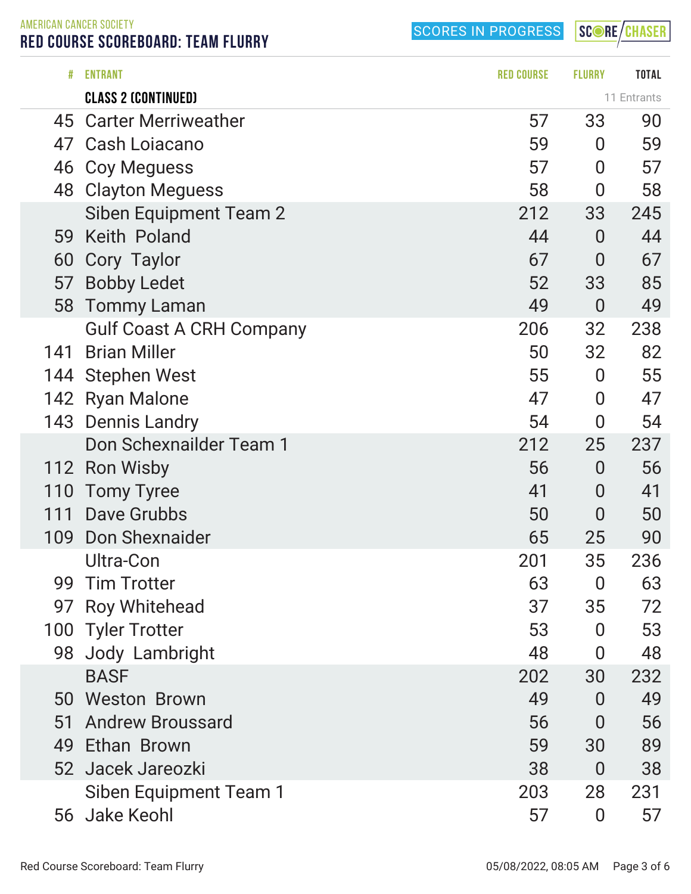AMERICAN CANCER SOCIETY

# RED COURSE SCOREBOARD: TEAM FLURRY

SCORES IN PROGRESS

| # | ENTRANT | RED COURSE | FLURRY | TOTAL |
|---|---|---|---|---|
| | **CLASS 2 (CONTINUED)** | | | 11 Entrants |
| 45 | Carter Merriweather | 57 | 33 | 90 |
| 47 | Cash Loiacano | 59 | 0 | 59 |
| 46 | Coy Meguess | 57 | 0 | 57 |
| 48 | Clayton Meguess | 58 | 0 | 58 |
| | Siben Equipment Team 2 | 212 | 33 | 245 |
| 59 | Keith Poland | 44 | 0 | 44 |
| 60 | Cory Taylor | 67 | 0 | 67 |
| 57 | Bobby Ledet | 52 | 33 | 85 |
| 58 | Tommy Laman | 49 | 0 | 49 |
| | Gulf Coast A CRH Company | 206 | 32 | 238 |
| 141 | Brian Miller | 50 | 32 | 82 |
| 144 | Stephen West | 55 | 0 | 55 |
| 142 | Ryan Malone | 47 | 0 | 47 |
| 143 | Dennis Landry | 54 | 0 | 54 |
| | Don Schexnailder Team 1 | 212 | 25 | 237 |
| 112 | Ron Wisby | 56 | 0 | 56 |
| 110 | Tomy Tyree | 41 | 0 | 41 |
| 111 | Dave Grubbs | 50 | 0 | 50 |
| 109 | Don Shexnaider | 65 | 25 | 90 |
| | Ultra-Con | 201 | 35 | 236 |
| 99 | Tim Trotter | 63 | 0 | 63 |
| 97 | Roy Whitehead | 37 | 35 | 72 |
| 100 | Tyler Trotter | 53 | 0 | 53 |
| 98 | Jody Lambright | 48 | 0 | 48 |
| | BASF | 202 | 30 | 232 |
| 50 | Weston Brown | 49 | 0 | 49 |
| 51 | Andrew Broussard | 56 | 0 | 56 |
| 49 | Ethan Brown | 59 | 30 | 89 |
| 52 | Jacek Jareozki | 38 | 0 | 38 |
| | Siben Equipment Team 1 | 203 | 28 | 231 |
| 56 | Jake Keohl | 57 | 0 | 57 |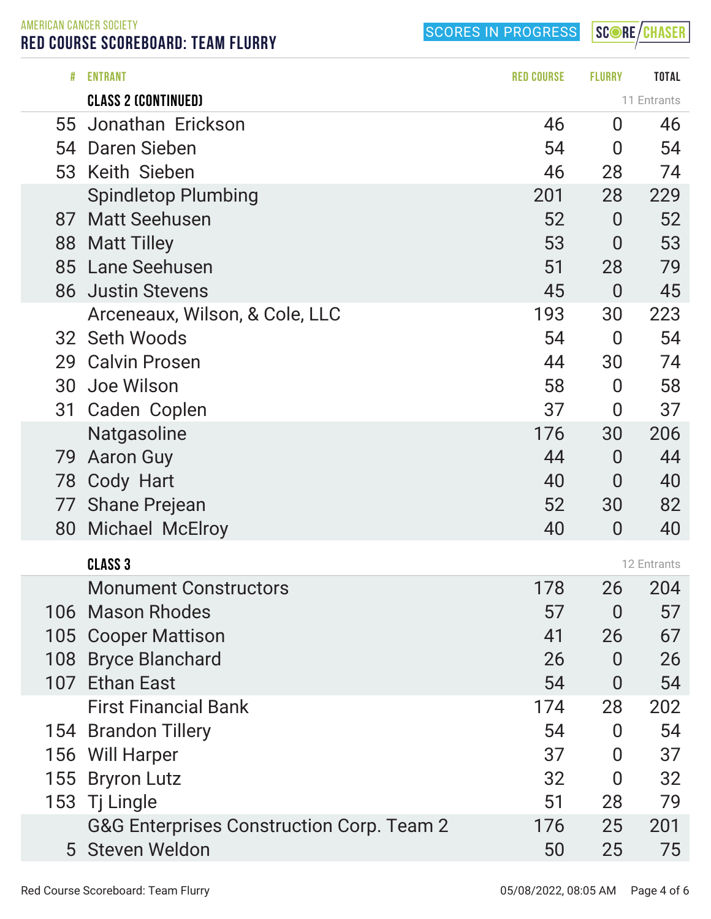AMERICAN CANCER SOCIETY

# RED COURSE SCOREBOARD: TEAM FLURRY

SCORES IN PROGRESS

| # | ENTRANT | RED COURSE | FLURRY | TOTAL |
|---|---|---|---|---|
| | **CLASS 2 (CONTINUED)** | | | 11 Entrants |
| 55 | Jonathan Erickson | 46 | 0 | 46 |
| 54 | Daren Sieben | 54 | 0 | 54 |
| 53 | Keith Sieben | 46 | 28 | 74 |
| | Spindletop Plumbing | 201 | 28 | 229 |
| 87 | Matt Seehusen | 52 | 0 | 52 |
| 88 | Matt Tilley | 53 | 0 | 53 |
| 85 | Lane Seehusen | 51 | 28 | 79 |
| 86 | Justin Stevens | 45 | 0 | 45 |
| | Arceneaux, Wilson, & Cole, LLC | 193 | 30 | 223 |
| 32 | Seth Woods | 54 | 0 | 54 |
| 29 | Calvin Prosen | 44 | 30 | 74 |
| 30 | Joe Wilson | 58 | 0 | 58 |
| 31 | Caden Coplen | 37 | 0 | 37 |
| | Natgasoline | 176 | 30 | 206 |
| 79 | Aaron Guy | 44 | 0 | 44 |
| 78 | Cody Hart | 40 | 0 | 40 |
| 77 | Shane Prejean | 52 | 30 | 82 |
| 80 | Michael McElroy | 40 | 0 | 40 |
| | **CLASS 3** | | | 12 Entrants |
| | Monument Constructors | 178 | 26 | 204 |
| 106 | Mason Rhodes | 57 | 0 | 57 |
| 105 | Cooper Mattison | 41 | 26 | 67 |
| 108 | Bryce Blanchard | 26 | 0 | 26 |
| 107 | Ethan East | 54 | 0 | 54 |
| | First Financial Bank | 174 | 28 | 202 |
| 154 | Brandon Tillery | 54 | 0 | 54 |
| 156 | Will Harper | 37 | 0 | 37 |
| 155 | Bryron Lutz | 32 | 0 | 32 |
| 153 | Tj Lingle | 51 | 28 | 79 |
| | G&G Enterprises Construction Corp. Team 2 | 176 | 25 | 201 |
| 5 | Steven Weldon | 50 | 25 | 75 |

05/08/2022, 08:05 AM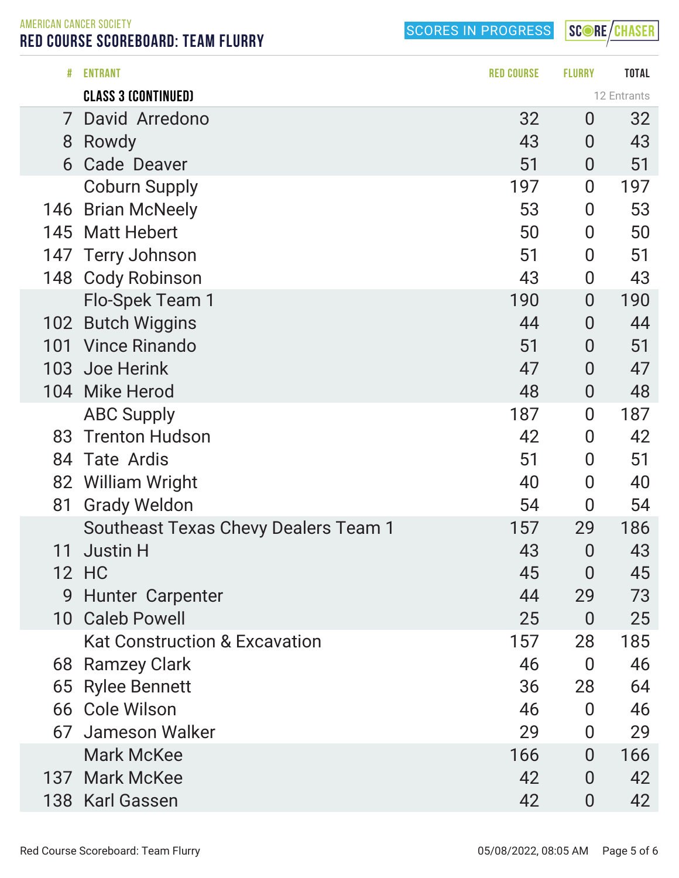AMERICAN CANCER SOCIETY

# RED COURSE SCOREBOARD: TEAM FLURRY

SCORES IN PROGRESS

| # | ENTRANT | RED COURSE | FLURRY | TOTAL |
|---|---|---|---|---|
| | **CLASS 3 (CONTINUED)** | | | 12 Entrants |
| 7 | David Arredono | 32 | 0 | 32 |
| 8 | Rowdy | 43 | 0 | 43 |
| 6 | Cade Deaver | 51 | 0 | 51 |
| | Coburn Supply | 197 | 0 | 197 |
| 146 | Brian McNeely | 53 | 0 | 53 |
| 145 | Matt Hebert | 50 | 0 | 50 |
| 147 | Terry Johnson | 51 | 0 | 51 |
| 148 | Cody Robinson | 43 | 0 | 43 |
| | Flo-Spek Team 1 | 190 | 0 | 190 |
| 102 | Butch Wiggins | 44 | 0 | 44 |
| 101 | Vince Rinando | 51 | 0 | 51 |
| 103 | Joe Herink | 47 | 0 | 47 |
| 104 | Mike Herod | 48 | 0 | 48 |
| | ABC Supply | 187 | 0 | 187 |
| 83 | Trenton Hudson | 42 | 0 | 42 |
| 84 | Tate Ardis | 51 | 0 | 51 |
| 82 | William Wright | 40 | 0 | 40 |
| 81 | Grady Weldon | 54 | 0 | 54 |
| | Southeast Texas Chevy Dealers Team 1 | 157 | 29 | 186 |
| 11 | Justin H | 43 | 0 | 43 |
| 12 | HC | 45 | 0 | 45 |
| 9 | Hunter Carpenter | 44 | 29 | 73 |
| 10 | Caleb Powell | 25 | 0 | 25 |
| | Kat Construction & Excavation | 157 | 28 | 185 |
| 68 | Ramzey Clark | 46 | 0 | 46 |
| 65 | Rylee Bennett | 36 | 28 | 64 |
| 66 | Cole Wilson | 46 | 0 | 46 |
| 67 | Jameson Walker | 29 | 0 | 29 |
| | Mark McKee | 166 | 0 | 166 |
| 137 | Mark McKee | 42 | 0 | 42 |
| 138 | Karl Gassen | 42 | 0 | 42 |

05/08/2022, 08:05 AM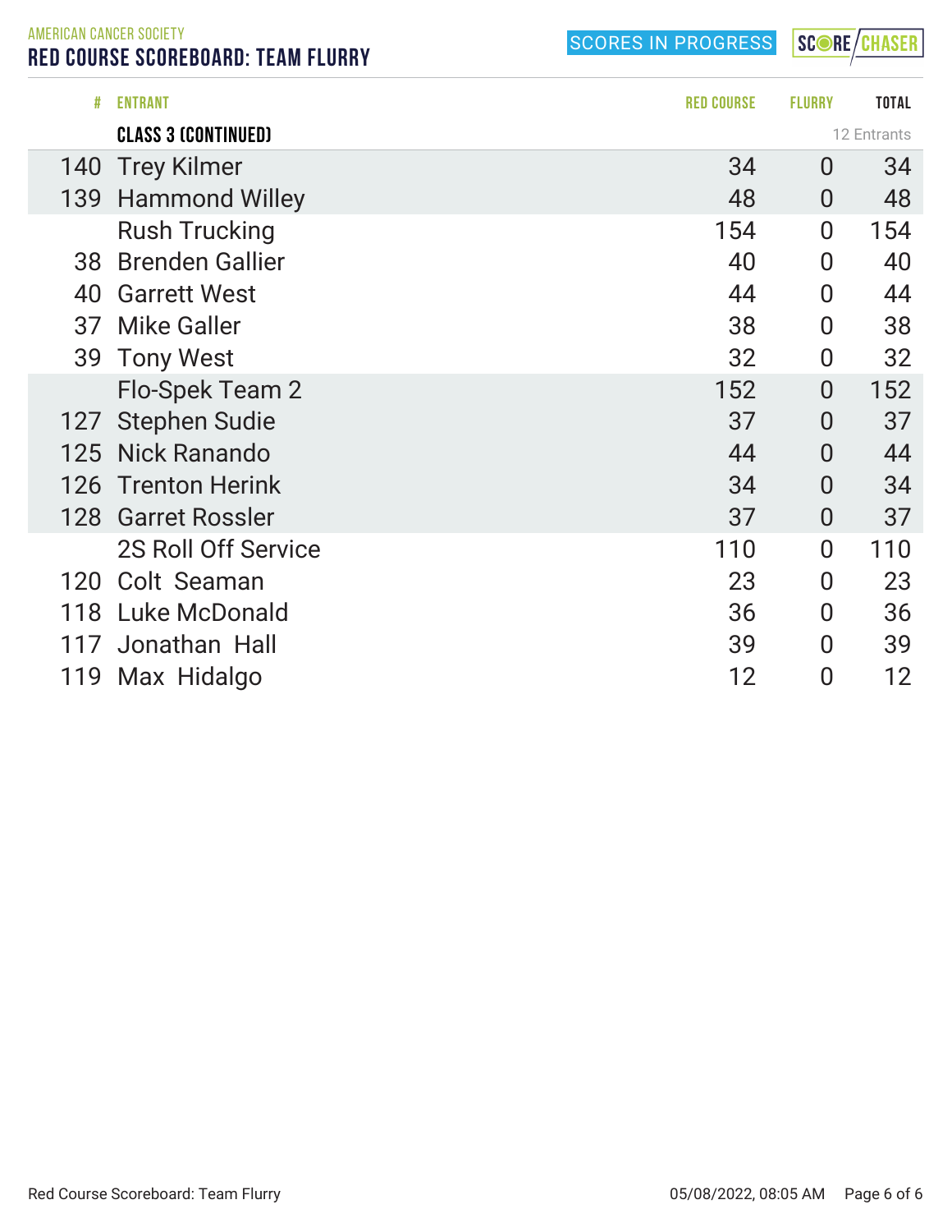AMERICAN CANCER SOCIETY

# RED COURSE SCOREBOARD: TEAM FLURRY

SCORES IN PROGRESS

| # | ENTRANT | RED COURSE | FLURRY | TOTAL |
|---|---|---|---|---|
| | **CLASS 3 (CONTINUED)** | | | 12 Entrants |
| 140 | Trey Kilmer | 34 | 0 | 34 |
| 139 | Hammond Willey | 48 | 0 | 48 |
| | Rush Trucking | 154 | 0 | 154 |
| 38 | Brenden Gallier | 40 | 0 | 40 |
| 40 | Garrett West | 44 | 0 | 44 |
| 37 | Mike Galler | 38 | 0 | 38 |
| 39 | Tony West | 32 | 0 | 32 |
| | Flo-Spek Team 2 | 152 | 0 | 152 |
| 127 | Stephen Sudie | 37 | 0 | 37 |
| 125 | Nick Ranando | 44 | 0 | 44 |
| 126 | Trenton Herink | 34 | 0 | 34 |
| 128 | Garret Rossler | 37 | 0 | 37 |
| | 2S Roll Off Service | 110 | 0 | 110 |
| 120 | Colt Seaman | 23 | 0 | 23 |
| 118 | Luke McDonald | 36 | 0 | 36 |
| 117 | Jonathan Hall | 39 | 0 | 39 |
| 119 | Max Hidalgo | 12 | 0 | 12 |

05/08/2022, 08:05 AM